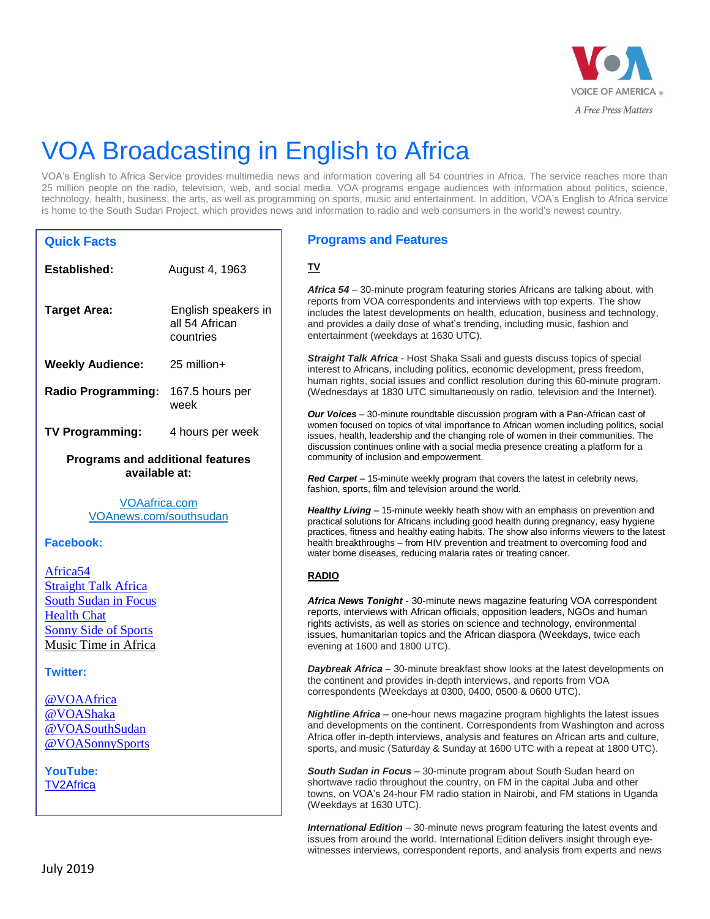VOICE OF AMERICA

A Free Press Matters

# VOA Broadcasting in English to Africa

VOA's English to Africa Service provides multimedia news and information covering all 54 countries in Africa. The service reaches more than 25 million people on the radio, television, web, and social media. VOA programs engage audiences with information about politics, science, technology, health, business, the arts, as well as programming on sports, music and entertainment. In addition, VOA's English to Africa service is home to the South Sudan Project, which provides news and information to radio and web consumers in the world's newest country.

## Quick Facts

| | |
|---|---|
| **Established:** | August 4, 1963 |
| **Target Area:** | English speakers in all 54 African countries |
| **Weekly Audience:** | 25 million+ |
| **Radio Programming:** | 167.5 hours per week |
| **TV Programming:** | 4 hours per week |

**Programs and additional features available at:**

VOAafrica.com
VOAnews.com/southsudan

### Facebook:

Africa54
Straight Talk Africa
South Sudan in Focus
Health Chat
Sonny Side of Sports
Music Time in Africa

### Twitter:

@VOAAfrica
@VOAShaka
@VOASouthSudan
@VOASonnySports

### YouTube:

TV2Africa

## Programs and Features

### TV

***Africa 54*** – 30-minute program featuring stories Africans are talking about, with reports from VOA correspondents and interviews with top experts. The show includes the latest developments on health, education, business and technology, and provides a daily dose of what's trending, including music, fashion and entertainment (weekdays at 1630 UTC).

***Straight Talk Africa*** - Host Shaka Ssali and guests discuss topics of special interest to Africans, including politics, economic development, press freedom, human rights, social issues and conflict resolution during this 60-minute program. (Wednesdays at 1830 UTC simultaneously on radio, television and the Internet).

***Our Voices*** – 30-minute roundtable discussion program with a Pan-African cast of women focused on topics of vital importance to African women including politics, social issues, health, leadership and the changing role of women in their communities. The discussion continues online with a social media presence creating a platform for a community of inclusion and empowerment.

***Red Carpet*** – 15-minute weekly program that covers the latest in celebrity news, fashion, sports, film and television around the world.

***Healthy Living*** – 15-minute weekly heath show with an emphasis on prevention and practical solutions for Africans including good health during pregnancy, easy hygiene practices, fitness and healthy eating habits. The show also informs viewers to the latest health breakthroughs – from HIV prevention and treatment to overcoming food and water borne diseases, reducing malaria rates or treating cancer.

### RADIO

***Africa News Tonight*** - 30-minute news magazine featuring VOA correspondent reports, interviews with African officials, opposition leaders, NGOs and human rights activists, as well as stories on science and technology, environmental issues, humanitarian topics and the African diaspora (Weekdays, twice each evening at 1600 and 1800 UTC).

***Daybreak Africa*** – 30-minute breakfast show looks at the latest developments on the continent and provides in-depth interviews, and reports from VOA correspondents (Weekdays at 0300, 0400, 0500 & 0600 UTC).

***Nightline Africa*** – one-hour news magazine program highlights the latest issues and developments on the continent. Correspondents from Washington and across Africa offer in-depth interviews, analysis and features on African arts and culture, sports, and music (Saturday & Sunday at 1600 UTC with a repeat at 1800 UTC).

***South Sudan in Focus*** – 30-minute program about South Sudan heard on shortwave radio throughout the country, on FM in the capital Juba and other towns, on VOA's 24-hour FM radio station in Nairobi, and FM stations in Uganda (Weekdays at 1630 UTC).

***International Edition*** – 30-minute news program featuring the latest events and issues from around the world. International Edition delivers insight through eye-witnesses interviews, correspondent reports, and analysis from experts and news

July 2019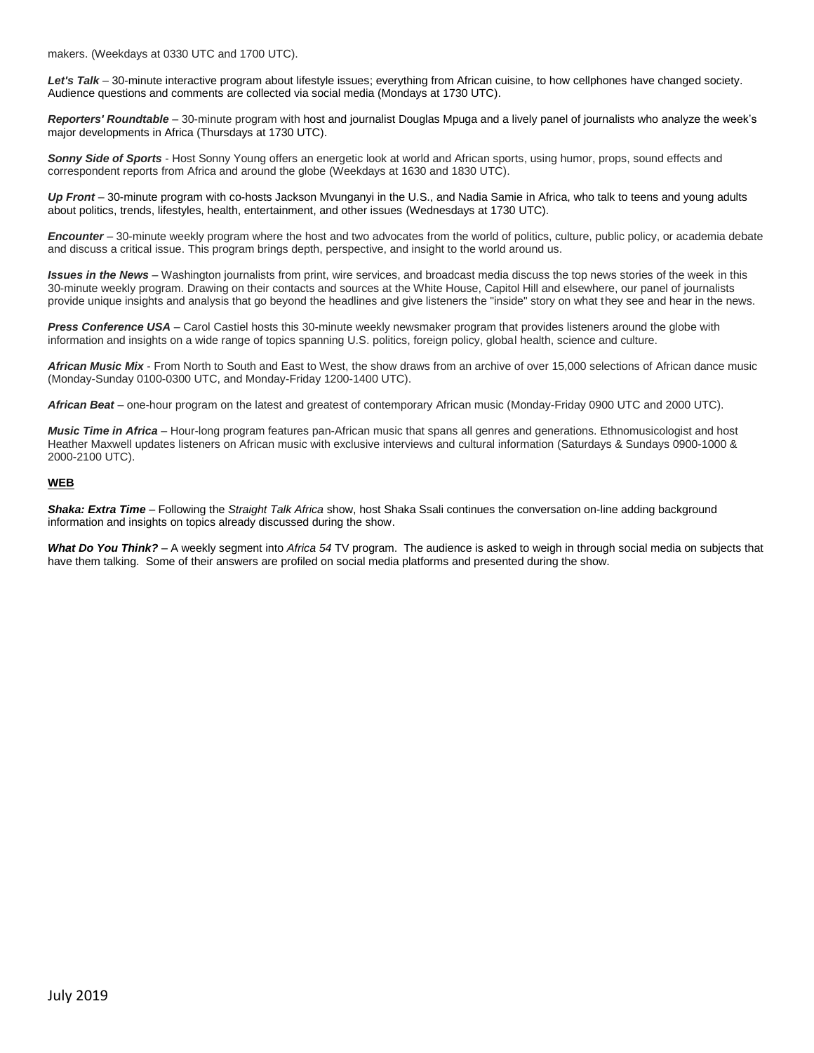makers. (Weekdays at 0330 UTC and 1700 UTC).

***Let's Talk*** – 30-minute interactive program about lifestyle issues; everything from African cuisine, to how cellphones have changed society. Audience questions and comments are collected via social media (Mondays at 1730 UTC).

***Reporters' Roundtable*** – 30-minute program with host and journalist Douglas Mpuga and a lively panel of journalists who analyze the week's major developments in Africa (Thursdays at 1730 UTC).

***Sonny Side of Sports*** - Host Sonny Young offers an energetic look at world and African sports, using humor, props, sound effects and correspondent reports from Africa and around the globe (Weekdays at 1630 and 1830 UTC).

***Up Front*** – 30-minute program with co-hosts Jackson Mvunganyi in the U.S., and Nadia Samie in Africa, who talk to teens and young adults about politics, trends, lifestyles, health, entertainment, and other issues (Wednesdays at 1730 UTC).

***Encounter*** – 30-minute weekly program where the host and two advocates from the world of politics, culture, public policy, or academia debate and discuss a critical issue. This program brings depth, perspective, and insight to the world around us.

***Issues in the News*** – Washington journalists from print, wire services, and broadcast media discuss the top news stories of the week in this 30-minute weekly program. Drawing on their contacts and sources at the White House, Capitol Hill and elsewhere, our panel of journalists provide unique insights and analysis that go beyond the headlines and give listeners the "inside" story on what they see and hear in the news.

***Press Conference USA*** – Carol Castiel hosts this 30-minute weekly newsmaker program that provides listeners around the globe with information and insights on a wide range of topics spanning U.S. politics, foreign policy, global health, science and culture.

***African Music Mix*** - From North to South and East to West, the show draws from an archive of over 15,000 selections of African dance music (Monday-Sunday 0100-0300 UTC, and Monday-Friday 1200-1400 UTC).

***African Beat*** – one-hour program on the latest and greatest of contemporary African music (Monday-Friday 0900 UTC and 2000 UTC).

***Music Time in Africa*** – Hour-long program features pan-African music that spans all genres and generations. Ethnomusicologist and host Heather Maxwell updates listeners on African music with exclusive interviews and cultural information (Saturdays & Sundays 0900-1000 & 2000-2100 UTC).

## WEB

***Shaka: Extra Time*** – Following the *Straight Talk Africa* show, host Shaka Ssali continues the conversation on-line adding background information and insights on topics already discussed during the show.

***What Do You Think?*** – A weekly segment into *Africa 54* TV program. The audience is asked to weigh in through social media on subjects that have them talking. Some of their answers are profiled on social media platforms and presented during the show.

July 2019